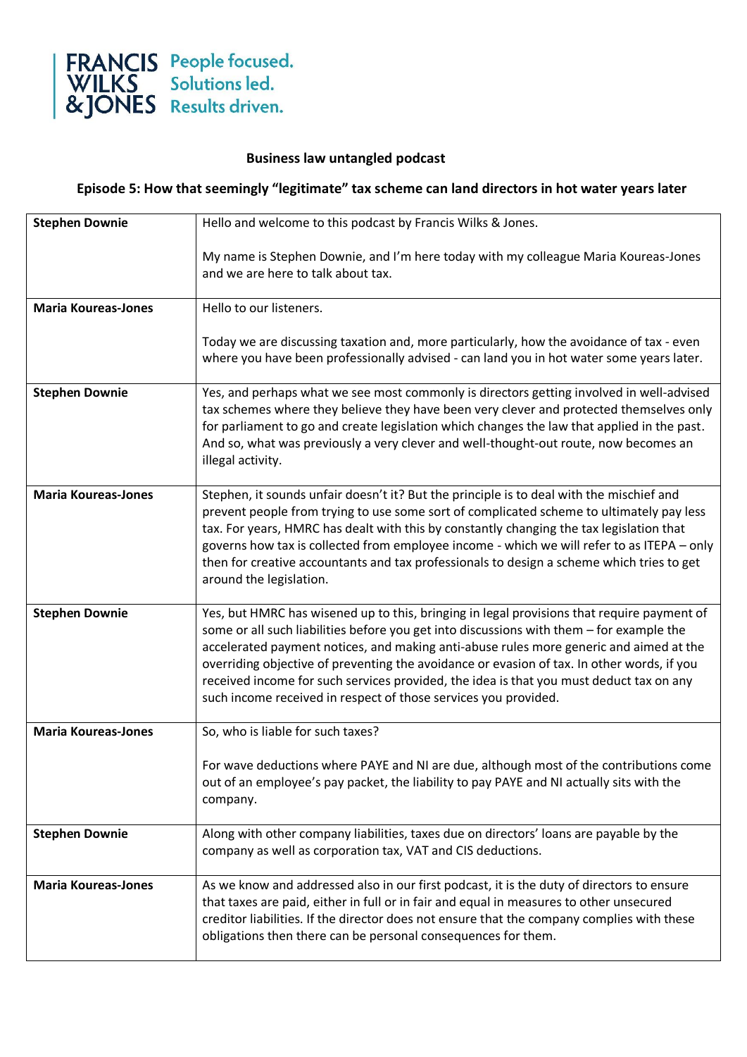FRANCIS WILKS & JONES — People focused. Solutions led. Results driven.

**Business law untangled podcast**

**Episode 5: How that seemingly "legitimate" tax scheme can land directors in hot water years later**

| | |
|---|---|
| **Stephen Downie** | Hello and welcome to this podcast by Francis Wilks & Jones.<br><br>My name is Stephen Downie, and I'm here today with my colleague Maria Koureas-Jones and we are here to talk about tax. |
| **Maria Koureas-Jones** | Hello to our listeners.<br><br>Today we are discussing taxation and, more particularly, how the avoidance of tax - even where you have been professionally advised - can land you in hot water some years later. |
| **Stephen Downie** | Yes, and perhaps what we see most commonly is directors getting involved in well-advised tax schemes where they believe they have been very clever and protected themselves only for parliament to go and create legislation which changes the law that applied in the past. And so, what was previously a very clever and well-thought-out route, now becomes an illegal activity. |
| **Maria Koureas-Jones** | Stephen, it sounds unfair doesn't it? But the principle is to deal with the mischief and prevent people from trying to use some sort of complicated scheme to ultimately pay less tax. For years, HMRC has dealt with this by constantly changing the tax legislation that governs how tax is collected from employee income - which we will refer to as ITEPA – only then for creative accountants and tax professionals to design a scheme which tries to get around the legislation. |
| **Stephen Downie** | Yes, but HMRC has wisened up to this, bringing in legal provisions that require payment of some or all such liabilities before you get into discussions with them – for example the accelerated payment notices, and making anti-abuse rules more generic and aimed at the overriding objective of preventing the avoidance or evasion of tax. In other words, if you received income for such services provided, the idea is that you must deduct tax on any such income received in respect of those services you provided. |
| **Maria Koureas-Jones** | So, who is liable for such taxes?<br><br>For wave deductions where PAYE and NI are due, although most of the contributions come out of an employee's pay packet, the liability to pay PAYE and NI actually sits with the company. |
| **Stephen Downie** | Along with other company liabilities, taxes due on directors' loans are payable by the company as well as corporation tax, VAT and CIS deductions. |
| **Maria Koureas-Jones** | As we know and addressed also in our first podcast, it is the duty of directors to ensure that taxes are paid, either in full or in fair and equal in measures to other unsecured creditor liabilities. If the director does not ensure that the company complies with these obligations then there can be personal consequences for them. |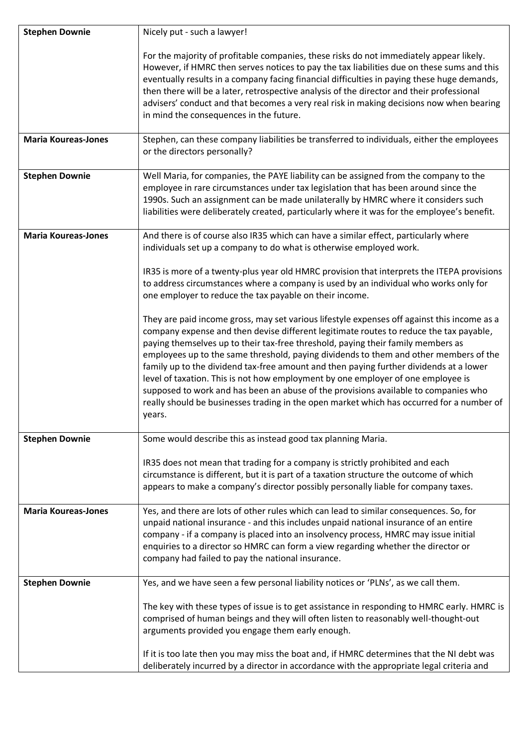| | |
|---|---|
| **Stephen Downie** | Nicely put - such a lawyer!<br><br>For the majority of profitable companies, these risks do not immediately appear likely. However, if HMRC then serves notices to pay the tax liabilities due on these sums and this eventually results in a company facing financial difficulties in paying these huge demands, then there will be a later, retrospective analysis of the director and their professional advisers' conduct and that becomes a very real risk in making decisions now when bearing in mind the consequences in the future. |
| **Maria Koureas-Jones** | Stephen, can these company liabilities be transferred to individuals, either the employees or the directors personally? |
| **Stephen Downie** | Well Maria, for companies, the PAYE liability can be assigned from the company to the employee in rare circumstances under tax legislation that has been around since the 1990s. Such an assignment can be made unilaterally by HMRC where it considers such liabilities were deliberately created, particularly where it was for the employee's benefit. |
| **Maria Koureas-Jones** | And there is of course also IR35 which can have a similar effect, particularly where individuals set up a company to do what is otherwise employed work.<br><br>IR35 is more of a twenty-plus year old HMRC provision that interprets the ITEPA provisions to address circumstances where a company is used by an individual who works only for one employer to reduce the tax payable on their income.<br><br>They are paid income gross, may set various lifestyle expenses off against this income as a company expense and then devise different legitimate routes to reduce the tax payable, paying themselves up to their tax-free threshold, paying their family members as employees up to the same threshold, paying dividends to them and other members of the family up to the dividend tax-free amount and then paying further dividends at a lower level of taxation. This is not how employment by one employer of one employee is supposed to work and has been an abuse of the provisions available to companies who really should be businesses trading in the open market which has occurred for a number of years. |
| **Stephen Downie** | Some would describe this as instead good tax planning Maria.<br><br>IR35 does not mean that trading for a company is strictly prohibited and each circumstance is different, but it is part of a taxation structure the outcome of which appears to make a company's director possibly personally liable for company taxes. |
| **Maria Koureas-Jones** | Yes, and there are lots of other rules which can lead to similar consequences. So, for unpaid national insurance - and this includes unpaid national insurance of an entire company - if a company is placed into an insolvency process, HMRC may issue initial enquiries to a director so HMRC can form a view regarding whether the director or company had failed to pay the national insurance. |
| **Stephen Downie** | Yes, and we have seen a few personal liability notices or 'PLNs', as we call them.<br><br>The key with these types of issue is to get assistance in responding to HMRC early. HMRC is comprised of human beings and they will often listen to reasonably well-thought-out arguments provided you engage them early enough.<br><br>If it is too late then you may miss the boat and, if HMRC determines that the NI debt was deliberately incurred by a director in accordance with the appropriate legal criteria and |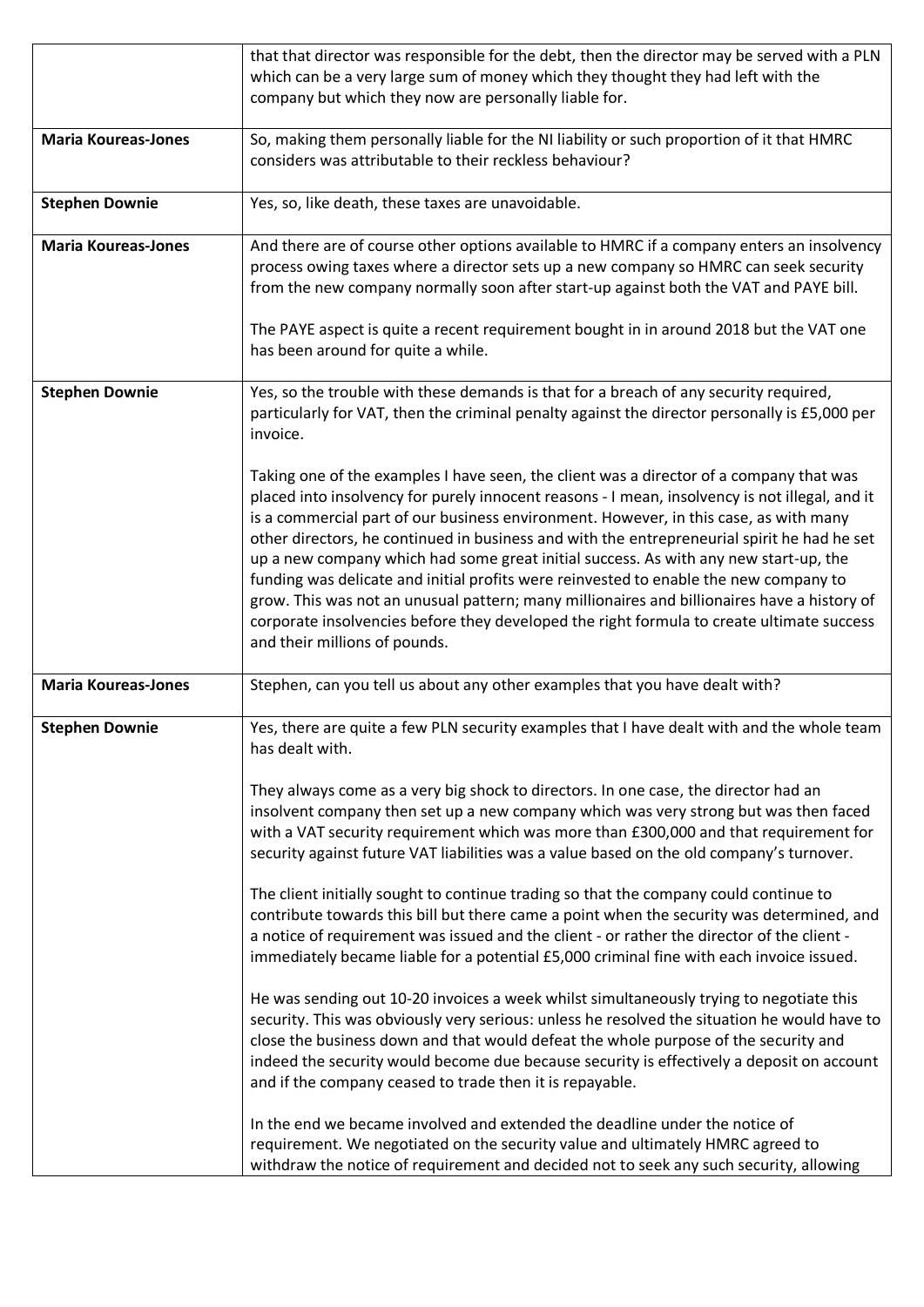| | |
|---|---|
| | that that director was responsible for the debt, then the director may be served with a PLN which can be a very large sum of money which they thought they had left with the company but which they now are personally liable for. |
| **Maria Koureas-Jones** | So, making them personally liable for the NI liability or such proportion of it that HMRC considers was attributable to their reckless behaviour? |
| **Stephen Downie** | Yes, so, like death, these taxes are unavoidable. |
| **Maria Koureas-Jones** | And there are of course other options available to HMRC if a company enters an insolvency process owing taxes where a director sets up a new company so HMRC can seek security from the new company normally soon after start-up against both the VAT and PAYE bill.<br><br>The PAYE aspect is quite a recent requirement bought in in around 2018 but the VAT one has been around for quite a while. |
| **Stephen Downie** | Yes, so the trouble with these demands is that for a breach of any security required, particularly for VAT, then the criminal penalty against the director personally is £5,000 per invoice.<br><br>Taking one of the examples I have seen, the client was a director of a company that was placed into insolvency for purely innocent reasons - I mean, insolvency is not illegal, and it is a commercial part of our business environment. However, in this case, as with many other directors, he continued in business and with the entrepreneurial spirit he had he set up a new company which had some great initial success. As with any new start-up, the funding was delicate and initial profits were reinvested to enable the new company to grow. This was not an unusual pattern; many millionaires and billionaires have a history of corporate insolvencies before they developed the right formula to create ultimate success and their millions of pounds. |
| **Maria Koureas-Jones** | Stephen, can you tell us about any other examples that you have dealt with? |
| **Stephen Downie** | Yes, there are quite a few PLN security examples that I have dealt with and the whole team has dealt with.<br><br>They always come as a very big shock to directors. In one case, the director had an insolvent company then set up a new company which was very strong but was then faced with a VAT security requirement which was more than £300,000 and that requirement for security against future VAT liabilities was a value based on the old company's turnover.<br><br>The client initially sought to continue trading so that the company could continue to contribute towards this bill but there came a point when the security was determined, and a notice of requirement was issued and the client - or rather the director of the client - immediately became liable for a potential £5,000 criminal fine with each invoice issued.<br><br>He was sending out 10-20 invoices a week whilst simultaneously trying to negotiate this security. This was obviously very serious: unless he resolved the situation he would have to close the business down and that would defeat the whole purpose of the security and indeed the security would become due because security is effectively a deposit on account and if the company ceased to trade then it is repayable.<br><br>In the end we became involved and extended the deadline under the notice of requirement. We negotiated on the security value and ultimately HMRC agreed to withdraw the notice of requirement and decided not to seek any such security, allowing |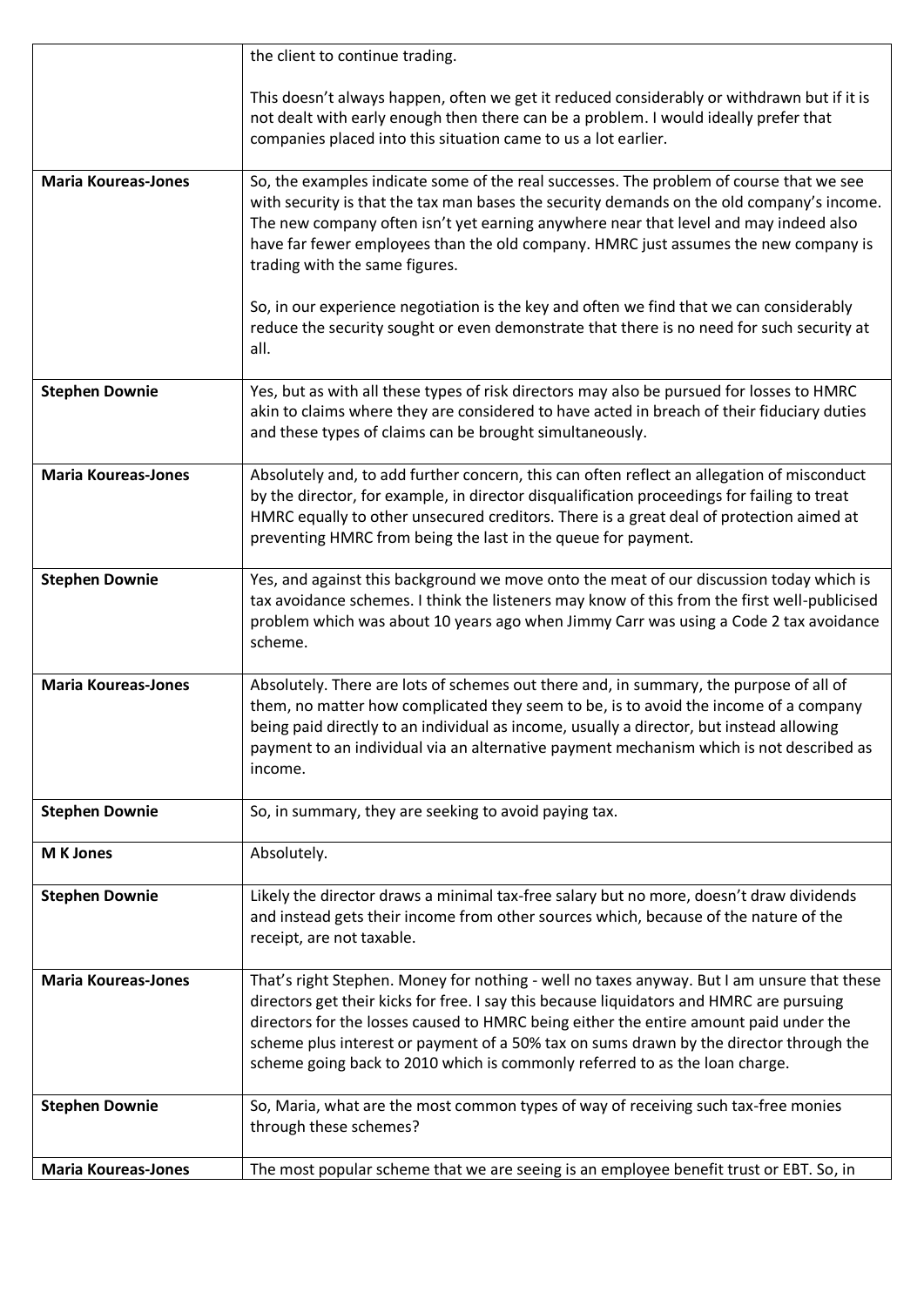| | |
|---|---|
| | the client to continue trading.<br><br>This doesn't always happen, often we get it reduced considerably or withdrawn but if it is not dealt with early enough then there can be a problem. I would ideally prefer that companies placed into this situation came to us a lot earlier. |
| **Maria Koureas-Jones** | So, the examples indicate some of the real successes. The problem of course that we see with security is that the tax man bases the security demands on the old company's income. The new company often isn't yet earning anywhere near that level and may indeed also have far fewer employees than the old company. HMRC just assumes the new company is trading with the same figures.<br><br>So, in our experience negotiation is the key and often we find that we can considerably reduce the security sought or even demonstrate that there is no need for such security at all. |
| **Stephen Downie** | Yes, but as with all these types of risk directors may also be pursued for losses to HMRC akin to claims where they are considered to have acted in breach of their fiduciary duties and these types of claims can be brought simultaneously. |
| **Maria Koureas-Jones** | Absolutely and, to add further concern, this can often reflect an allegation of misconduct by the director, for example, in director disqualification proceedings for failing to treat HMRC equally to other unsecured creditors. There is a great deal of protection aimed at preventing HMRC from being the last in the queue for payment. |
| **Stephen Downie** | Yes, and against this background we move onto the meat of our discussion today which is tax avoidance schemes. I think the listeners may know of this from the first well-publicised problem which was about 10 years ago when Jimmy Carr was using a Code 2 tax avoidance scheme. |
| **Maria Koureas-Jones** | Absolutely. There are lots of schemes out there and, in summary, the purpose of all of them, no matter how complicated they seem to be, is to avoid the income of a company being paid directly to an individual as income, usually a director, but instead allowing payment to an individual via an alternative payment mechanism which is not described as income. |
| **Stephen Downie** | So, in summary, they are seeking to avoid paying tax. |
| **M K Jones** | Absolutely. |
| **Stephen Downie** | Likely the director draws a minimal tax-free salary but no more, doesn't draw dividends and instead gets their income from other sources which, because of the nature of the receipt, are not taxable. |
| **Maria Koureas-Jones** | That's right Stephen. Money for nothing - well no taxes anyway. But I am unsure that these directors get their kicks for free. I say this because liquidators and HMRC are pursuing directors for the losses caused to HMRC being either the entire amount paid under the scheme plus interest or payment of a 50% tax on sums drawn by the director through the scheme going back to 2010 which is commonly referred to as the loan charge. |
| **Stephen Downie** | So, Maria, what are the most common types of way of receiving such tax-free monies through these schemes? |
| **Maria Koureas-Jones** | The most popular scheme that we are seeing is an employee benefit trust or EBT. So, in |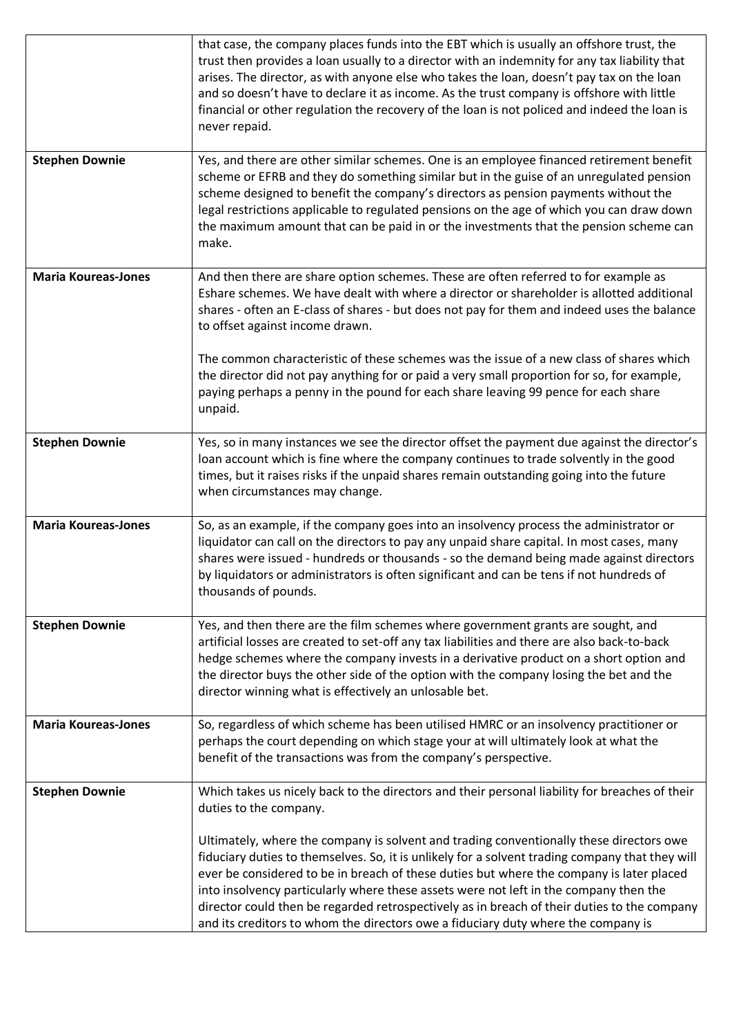| | |
|---|---|
| | that case, the company places funds into the EBT which is usually an offshore trust, the trust then provides a loan usually to a director with an indemnity for any tax liability that arises. The director, as with anyone else who takes the loan, doesn't pay tax on the loan and so doesn't have to declare it as income. As the trust company is offshore with little financial or other regulation the recovery of the loan is not policed and indeed the loan is never repaid. |
| **Stephen Downie** | Yes, and there are other similar schemes. One is an employee financed retirement benefit scheme or EFRB and they do something similar but in the guise of an unregulated pension scheme designed to benefit the company's directors as pension payments without the legal restrictions applicable to regulated pensions on the age of which you can draw down the maximum amount that can be paid in or the investments that the pension scheme can make. |
| **Maria Koureas-Jones** | And then there are share option schemes. These are often referred to for example as Eshare schemes. We have dealt with where a director or shareholder is allotted additional shares - often an E-class of shares - but does not pay for them and indeed uses the balance to offset against income drawn.<br><br>The common characteristic of these schemes was the issue of a new class of shares which the director did not pay anything for or paid a very small proportion for so, for example, paying perhaps a penny in the pound for each share leaving 99 pence for each share unpaid. |
| **Stephen Downie** | Yes, so in many instances we see the director offset the payment due against the director's loan account which is fine where the company continues to trade solvently in the good times, but it raises risks if the unpaid shares remain outstanding going into the future when circumstances may change. |
| **Maria Koureas-Jones** | So, as an example, if the company goes into an insolvency process the administrator or liquidator can call on the directors to pay any unpaid share capital. In most cases, many shares were issued - hundreds or thousands - so the demand being made against directors by liquidators or administrators is often significant and can be tens if not hundreds of thousands of pounds. |
| **Stephen Downie** | Yes, and then there are the film schemes where government grants are sought, and artificial losses are created to set-off any tax liabilities and there are also back-to-back hedge schemes where the company invests in a derivative product on a short option and the director buys the other side of the option with the company losing the bet and the director winning what is effectively an unlosable bet. |
| **Maria Koureas-Jones** | So, regardless of which scheme has been utilised HMRC or an insolvency practitioner or perhaps the court depending on which stage your at will ultimately look at what the benefit of the transactions was from the company's perspective. |
| **Stephen Downie** | Which takes us nicely back to the directors and their personal liability for breaches of their duties to the company.<br><br>Ultimately, where the company is solvent and trading conventionally these directors owe fiduciary duties to themselves. So, it is unlikely for a solvent trading company that they will ever be considered to be in breach of these duties but where the company is later placed into insolvency particularly where these assets were not left in the company then the director could then be regarded retrospectively as in breach of their duties to the company and its creditors to whom the directors owe a fiduciary duty where the company is |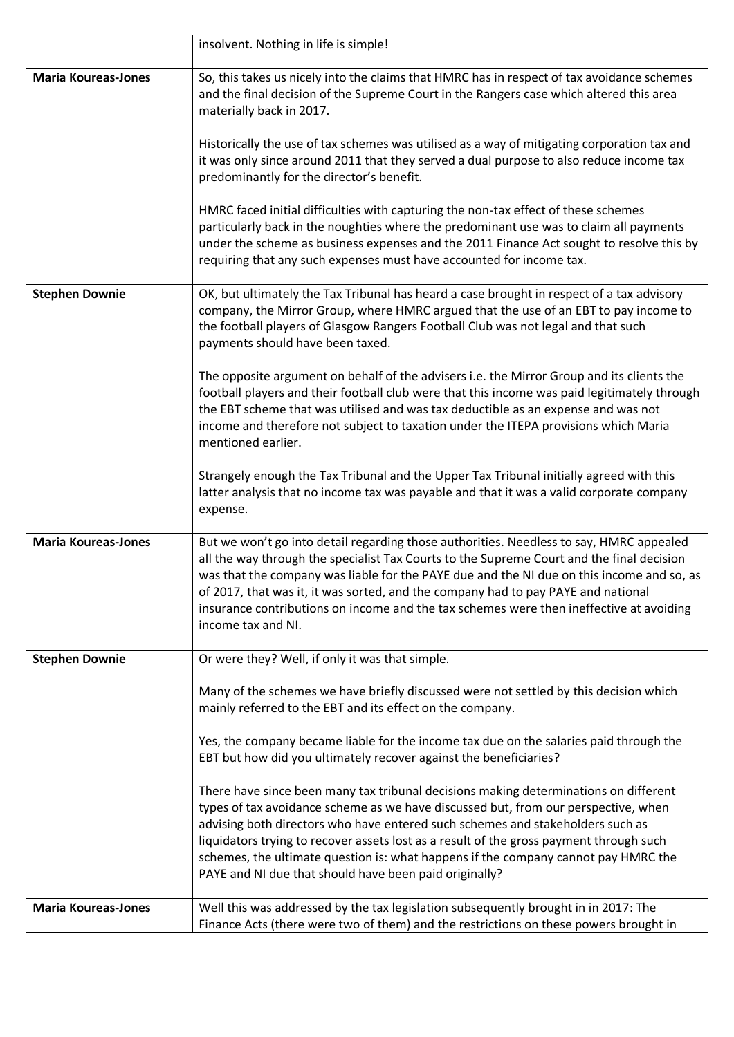|  |  |
| --- | --- |
|  | insolvent. Nothing in life is simple! |
| **Maria Koureas-Jones** | So, this takes us nicely into the claims that HMRC has in respect of tax avoidance schemes and the final decision of the Supreme Court in the Rangers case which altered this area materially back in 2017.<br><br>Historically the use of tax schemes was utilised as a way of mitigating corporation tax and it was only since around 2011 that they served a dual purpose to also reduce income tax predominantly for the director's benefit.<br><br>HMRC faced initial difficulties with capturing the non-tax effect of these schemes particularly back in the noughties where the predominant use was to claim all payments under the scheme as business expenses and the 2011 Finance Act sought to resolve this by requiring that any such expenses must have accounted for income tax. |
| **Stephen Downie** | OK, but ultimately the Tax Tribunal has heard a case brought in respect of a tax advisory company, the Mirror Group, where HMRC argued that the use of an EBT to pay income to the football players of Glasgow Rangers Football Club was not legal and that such payments should have been taxed.<br><br>The opposite argument on behalf of the advisers i.e. the Mirror Group and its clients the football players and their football club were that this income was paid legitimately through the EBT scheme that was utilised and was tax deductible as an expense and was not income and therefore not subject to taxation under the ITEPA provisions which Maria mentioned earlier.<br><br>Strangely enough the Tax Tribunal and the Upper Tax Tribunal initially agreed with this latter analysis that no income tax was payable and that it was a valid corporate company expense. |
| **Maria Koureas-Jones** | But we won't go into detail regarding those authorities. Needless to say, HMRC appealed all the way through the specialist Tax Courts to the Supreme Court and the final decision was that the company was liable for the PAYE due and the NI due on this income and so, as of 2017, that was it, it was sorted, and the company had to pay PAYE and national insurance contributions on income and the tax schemes were then ineffective at avoiding income tax and NI. |
| **Stephen Downie** | Or were they? Well, if only it was that simple.<br><br>Many of the schemes we have briefly discussed were not settled by this decision which mainly referred to the EBT and its effect on the company.<br><br>Yes, the company became liable for the income tax due on the salaries paid through the EBT but how did you ultimately recover against the beneficiaries?<br><br>There have since been many tax tribunal decisions making determinations on different types of tax avoidance scheme as we have discussed but, from our perspective, when advising both directors who have entered such schemes and stakeholders such as liquidators trying to recover assets lost as a result of the gross payment through such schemes, the ultimate question is: what happens if the company cannot pay HMRC the PAYE and NI due that should have been paid originally? |
| **Maria Koureas-Jones** | Well this was addressed by the tax legislation subsequently brought in in 2017: The Finance Acts (there were two of them) and the restrictions on these powers brought in |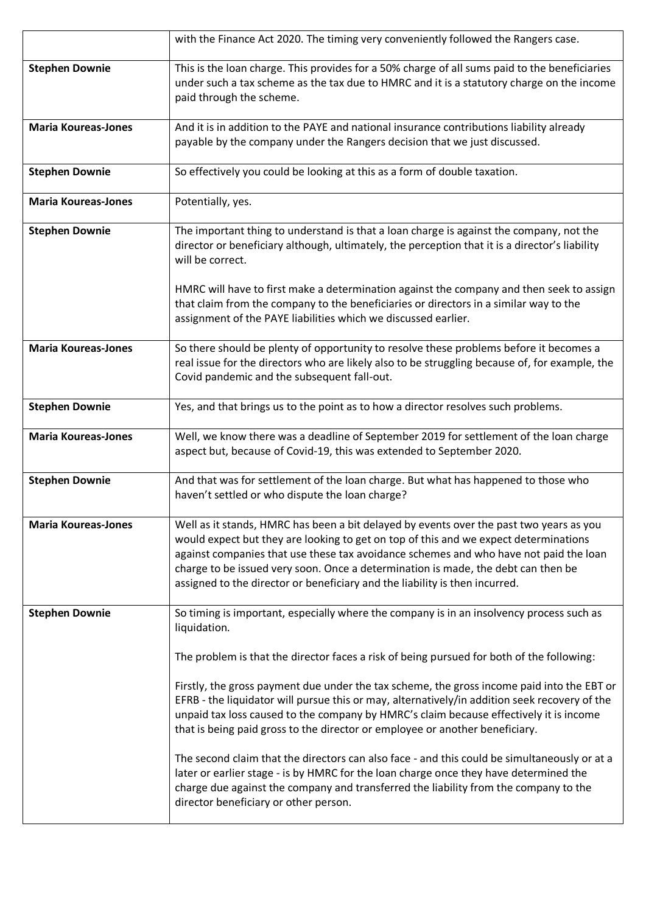| | |
|---|---|
| | with the Finance Act 2020. The timing very conveniently followed the Rangers case. |
| **Stephen Downie** | This is the loan charge. This provides for a 50% charge of all sums paid to the beneficiaries under such a tax scheme as the tax due to HMRC and it is a statutory charge on the income paid through the scheme. |
| **Maria Koureas-Jones** | And it is in addition to the PAYE and national insurance contributions liability already payable by the company under the Rangers decision that we just discussed. |
| **Stephen Downie** | So effectively you could be looking at this as a form of double taxation. |
| **Maria Koureas-Jones** | Potentially, yes. |
| **Stephen Downie** | The important thing to understand is that a loan charge is against the company, not the director or beneficiary although, ultimately, the perception that it is a director's liability will be correct.<br><br>HMRC will have to first make a determination against the company and then seek to assign that claim from the company to the beneficiaries or directors in a similar way to the assignment of the PAYE liabilities which we discussed earlier. |
| **Maria Koureas-Jones** | So there should be plenty of opportunity to resolve these problems before it becomes a real issue for the directors who are likely also to be struggling because of, for example, the Covid pandemic and the subsequent fall-out. |
| **Stephen Downie** | Yes, and that brings us to the point as to how a director resolves such problems. |
| **Maria Koureas-Jones** | Well, we know there was a deadline of September 2019 for settlement of the loan charge aspect but, because of Covid-19, this was extended to September 2020. |
| **Stephen Downie** | And that was for settlement of the loan charge. But what has happened to those who haven't settled or who dispute the loan charge? |
| **Maria Koureas-Jones** | Well as it stands, HMRC has been a bit delayed by events over the past two years as you would expect but they are looking to get on top of this and we expect determinations against companies that use these tax avoidance schemes and who have not paid the loan charge to be issued very soon. Once a determination is made, the debt can then be assigned to the director or beneficiary and the liability is then incurred. |
| **Stephen Downie** | So timing is important, especially where the company is in an insolvency process such as liquidation.<br><br>The problem is that the director faces a risk of being pursued for both of the following:<br><br>Firstly, the gross payment due under the tax scheme, the gross income paid into the EBT or EFRB - the liquidator will pursue this or may, alternatively/in addition seek recovery of the unpaid tax loss caused to the company by HMRC's claim because effectively it is income that is being paid gross to the director or employee or another beneficiary.<br><br>The second claim that the directors can also face - and this could be simultaneously or at a later or earlier stage - is by HMRC for the loan charge once they have determined the charge due against the company and transferred the liability from the company to the director beneficiary or other person. |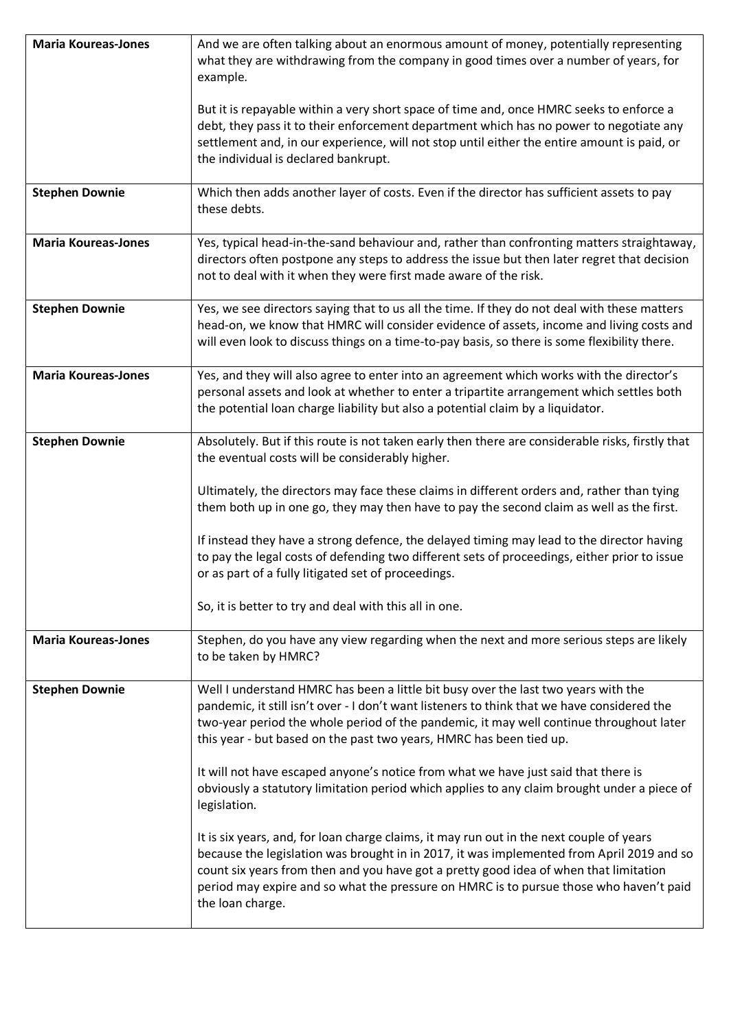| | |
|---|---|
| **Maria Koureas-Jones** | And we are often talking about an enormous amount of money, potentially representing what they are withdrawing from the company in good times over a number of years, for example.<br><br>But it is repayable within a very short space of time and, once HMRC seeks to enforce a debt, they pass it to their enforcement department which has no power to negotiate any settlement and, in our experience, will not stop until either the entire amount is paid, or the individual is declared bankrupt. |
| **Stephen Downie** | Which then adds another layer of costs. Even if the director has sufficient assets to pay these debts. |
| **Maria Koureas-Jones** | Yes, typical head-in-the-sand behaviour and, rather than confronting matters straightaway, directors often postpone any steps to address the issue but then later regret that decision not to deal with it when they were first made aware of the risk. |
| **Stephen Downie** | Yes, we see directors saying that to us all the time. If they do not deal with these matters head-on, we know that HMRC will consider evidence of assets, income and living costs and will even look to discuss things on a time-to-pay basis, so there is some flexibility there. |
| **Maria Koureas-Jones** | Yes, and they will also agree to enter into an agreement which works with the director's personal assets and look at whether to enter a tripartite arrangement which settles both the potential loan charge liability but also a potential claim by a liquidator. |
| **Stephen Downie** | Absolutely. But if this route is not taken early then there are considerable risks, firstly that the eventual costs will be considerably higher.<br><br>Ultimately, the directors may face these claims in different orders and, rather than tying them both up in one go, they may then have to pay the second claim as well as the first.<br><br>If instead they have a strong defence, the delayed timing may lead to the director having to pay the legal costs of defending two different sets of proceedings, either prior to issue or as part of a fully litigated set of proceedings.<br><br>So, it is better to try and deal with this all in one. |
| **Maria Koureas-Jones** | Stephen, do you have any view regarding when the next and more serious steps are likely to be taken by HMRC? |
| **Stephen Downie** | Well I understand HMRC has been a little bit busy over the last two years with the pandemic, it still isn't over - I don't want listeners to think that we have considered the two-year period the whole period of the pandemic, it may well continue throughout later this year - but based on the past two years, HMRC has been tied up.<br><br>It will not have escaped anyone's notice from what we have just said that there is obviously a statutory limitation period which applies to any claim brought under a piece of legislation.<br><br>It is six years, and, for loan charge claims, it may run out in the next couple of years because the legislation was brought in in 2017, it was implemented from April 2019 and so count six years from then and you have got a pretty good idea of when that limitation period may expire and so what the pressure on HMRC is to pursue those who haven't paid the loan charge. |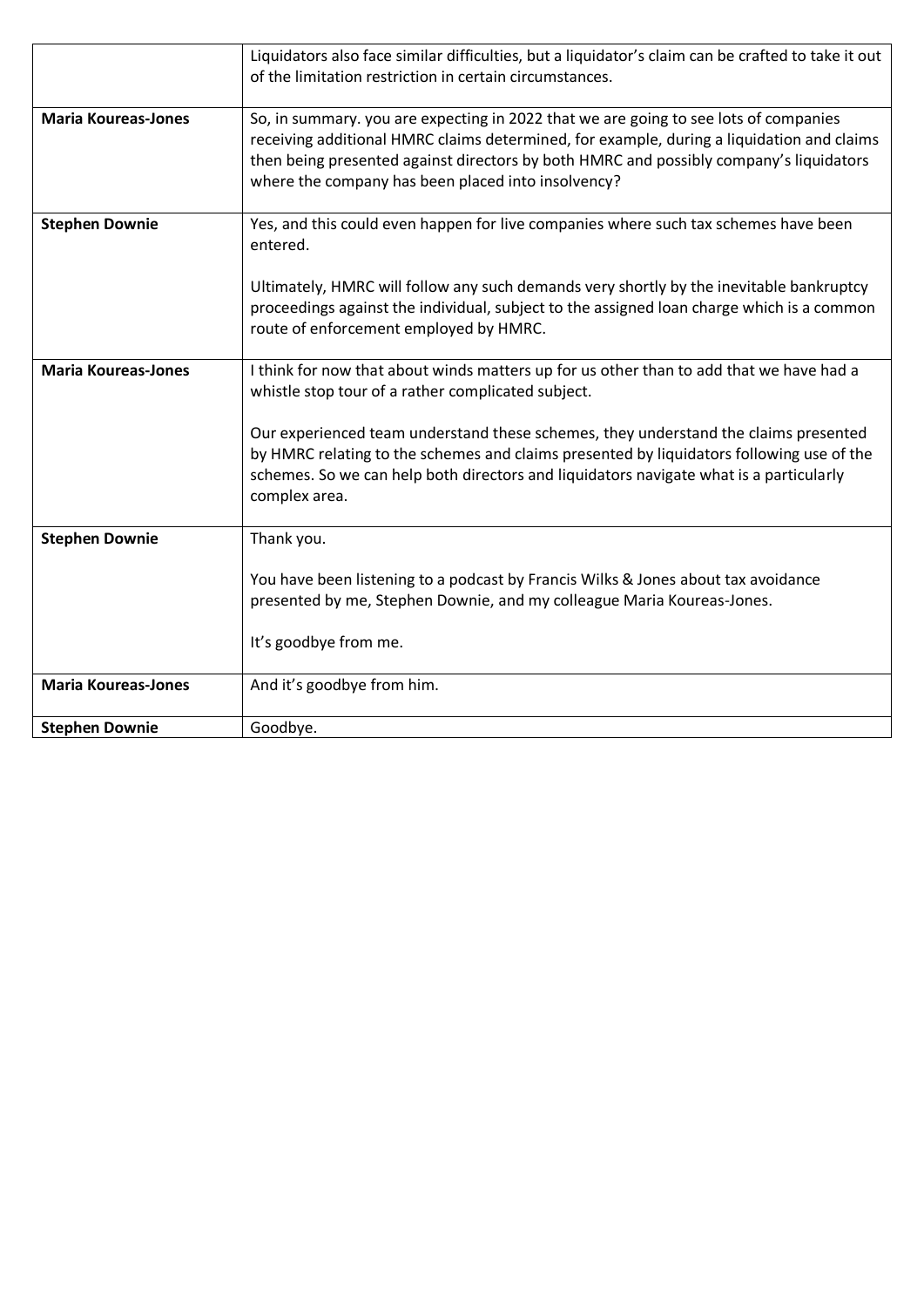| | |
|---|---|
| | Liquidators also face similar difficulties, but a liquidator's claim can be crafted to take it out of the limitation restriction in certain circumstances. |
| **Maria Koureas-Jones** | So, in summary. you are expecting in 2022 that we are going to see lots of companies receiving additional HMRC claims determined, for example, during a liquidation and claims then being presented against directors by both HMRC and possibly company's liquidators where the company has been placed into insolvency? |
| **Stephen Downie** | Yes, and this could even happen for live companies where such tax schemes have been entered.<br><br>Ultimately, HMRC will follow any such demands very shortly by the inevitable bankruptcy proceedings against the individual, subject to the assigned loan charge which is a common route of enforcement employed by HMRC. |
| **Maria Koureas-Jones** | I think for now that about winds matters up for us other than to add that we have had a whistle stop tour of a rather complicated subject.<br><br>Our experienced team understand these schemes, they understand the claims presented by HMRC relating to the schemes and claims presented by liquidators following use of the schemes. So we can help both directors and liquidators navigate what is a particularly complex area. |
| **Stephen Downie** | Thank you.<br><br>You have been listening to a podcast by Francis Wilks & Jones about tax avoidance presented by me, Stephen Downie, and my colleague Maria Koureas-Jones.<br><br>It's goodbye from me. |
| **Maria Koureas-Jones** | And it's goodbye from him. |
| **Stephen Downie** | Goodbye. |